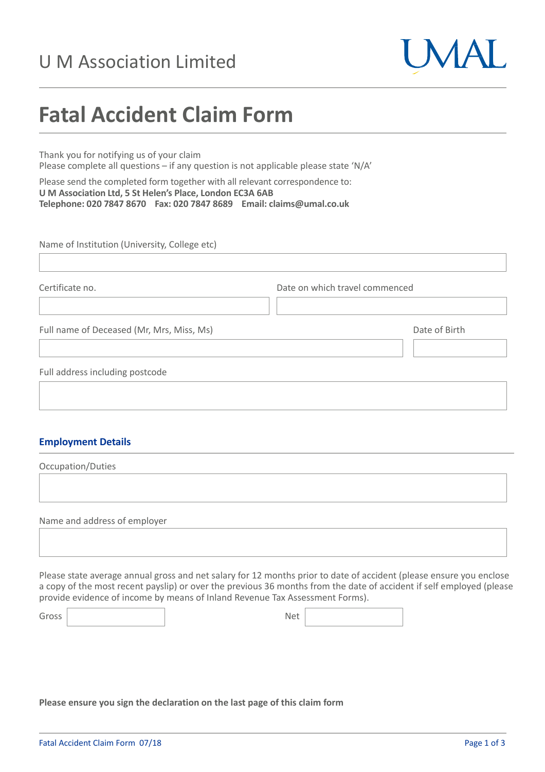U M Association Limited

UMAL

# Fatal Accident Claim Form

Thank you for notifying us of your claim
Please complete all questions – if any question is not applicable please state 'N/A'

Please send the completed form together with all relevant correspondence to:
**U M Association Ltd, 5 St Helen's Place, London EC3A 6AB**
**Telephone: 020 7847 8670 Fax: 020 7847 8689 Email: claims@umal.co.uk**

Name of Institution (University, College etc)

Certificate no.

Date on which travel commenced

Full name of Deceased (Mr, Mrs, Miss, Ms)

Date of Birth

Full address including postcode

## Employment Details

Occupation/Duties

Name and address of employer

Please state average annual gross and net salary for 12 months prior to date of accident (please ensure you enclose a copy of the most recent payslip) or over the previous 36 months from the date of accident if self employed (please provide evidence of income by means of Inland Revenue Tax Assessment Forms).

Gross

Net

**Please ensure you sign the declaration on the last page of this claim form**

Fatal Accident Claim Form 07/18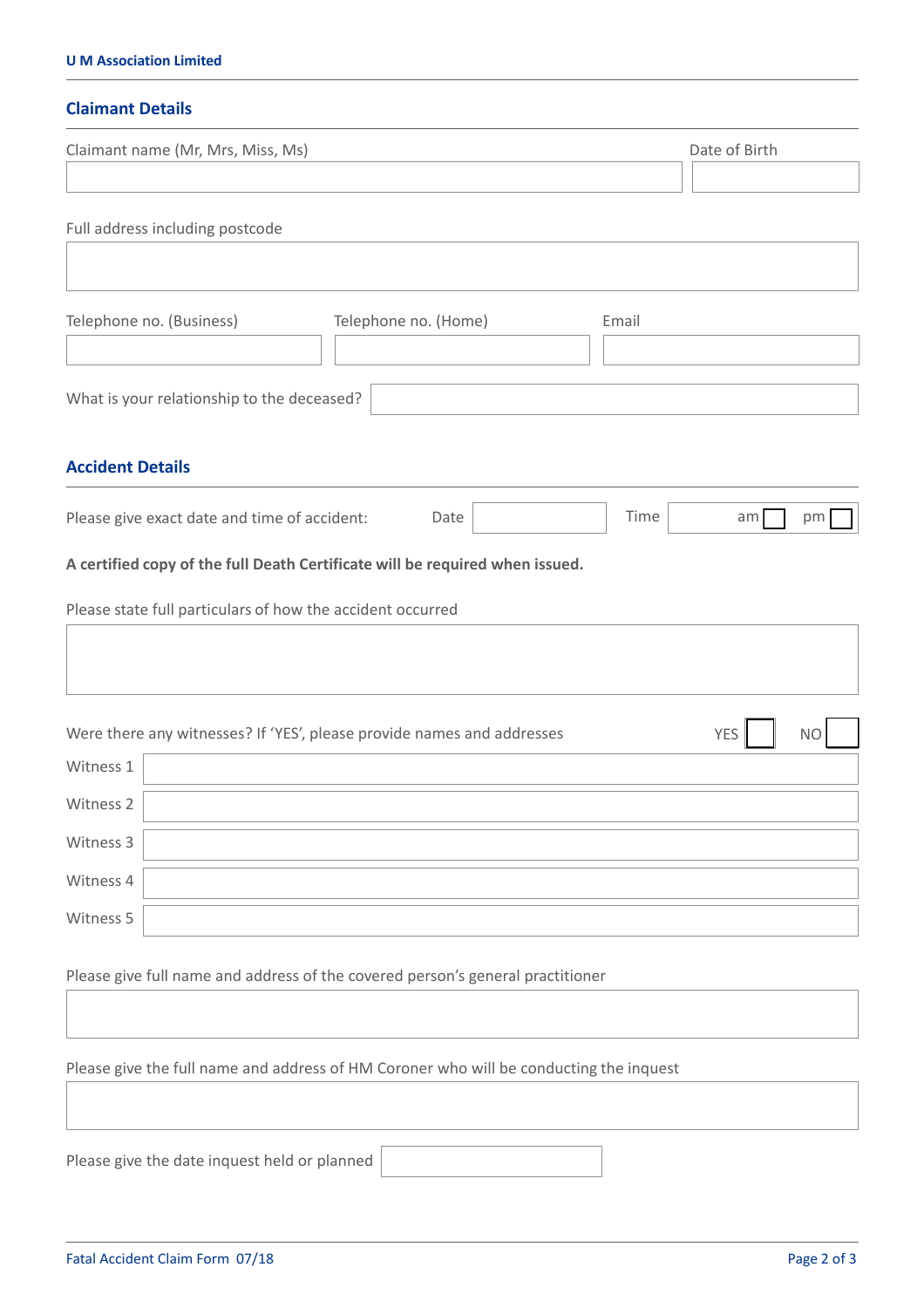U M Association Limited

## Claimant Details

Claimant name (Mr, Mrs, Miss, Ms) | Date of Birth

Full address including postcode

Telephone no. (Business) | Telephone no. (Home) | Email

What is your relationship to the deceased?

## Accident Details

Please give exact date and time of accident: Date ☐ Time ☐ am ☐ pm ☐

**A certified copy of the full Death Certificate will be required when issued.**

Please state full particulars of how the accident occurred

Were there any witnesses? If 'YES', please provide names and addresses YES ☐ NO ☐

Witness 1

Witness 2

Witness 3

Witness 4

Witness 5

Please give full name and address of the covered person's general practitioner

Please give the full name and address of HM Coroner who will be conducting the inquest

Please give the date inquest held or planned

Fatal Accident Claim Form 07/18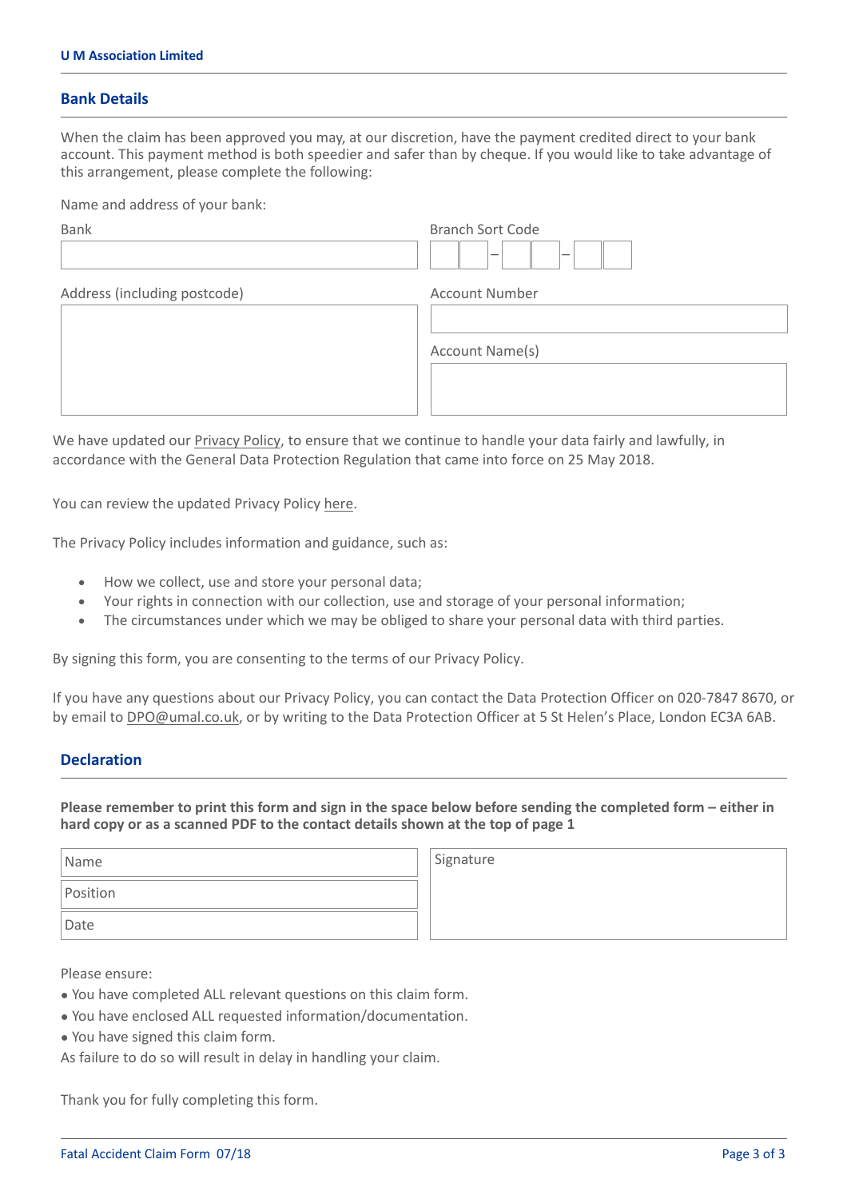## Bank Details

When the claim has been approved you may, at our discretion, have the payment credited direct to your bank account. This payment method is both speedier and safer than by cheque. If you would like to take advantage of this arrangement, please complete the following:

Name and address of your bank:

| Bank | Branch Sort Code |
| --- | --- |
| | – – |
| **Address (including postcode)** | **Account Number** |
| | |
| | **Account Name(s)** |
| | |

We have updated our Privacy Policy, to ensure that we continue to handle your data fairly and lawfully, in accordance with the General Data Protection Regulation that came into force on 25 May 2018.

You can review the updated Privacy Policy here.

The Privacy Policy includes information and guidance, such as:

- How we collect, use and store your personal data;
- Your rights in connection with our collection, use and storage of your personal information;
- The circumstances under which we may be obliged to share your personal data with third parties.

By signing this form, you are consenting to the terms of our Privacy Policy.

If you have any questions about our Privacy Policy, you can contact the Data Protection Officer on 020-7847 8670, or by email to DPO@umal.co.uk, or by writing to the Data Protection Officer at 5 St Helen's Place, London EC3A 6AB.

## Declaration

**Please remember to print this form and sign in the space below before sending the completed form – either in hard copy or as a scanned PDF to the contact details shown at the top of page 1**

| | |
| --- | --- |
| Name | Signature |
| Position | |
| Date | |

Please ensure:

- You have completed ALL relevant questions on this claim form.
- You have enclosed ALL requested information/documentation.
- You have signed this claim form.

As failure to do so will result in delay in handling your claim.

Thank you for fully completing this form.